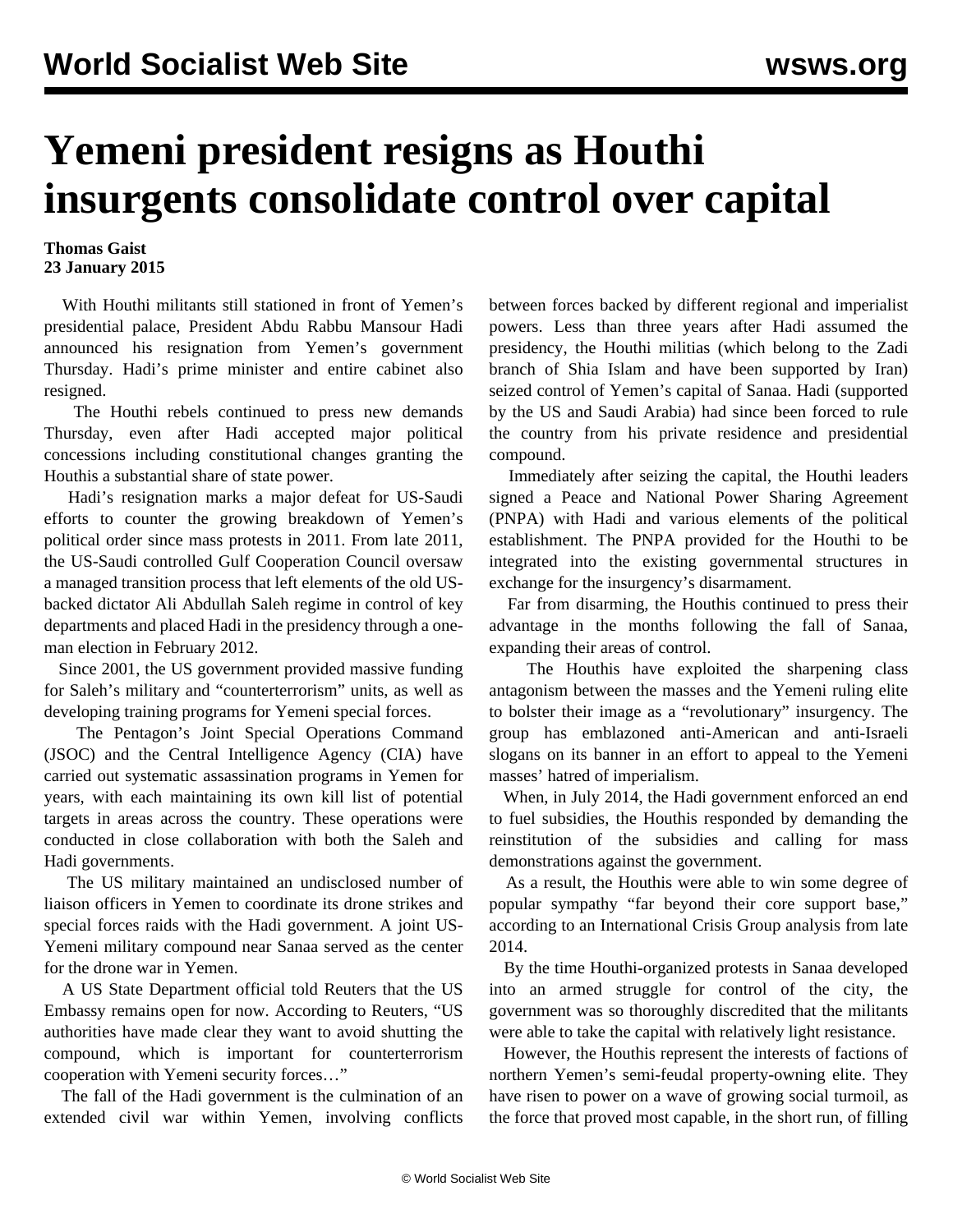# Yemeni president resigns as Houthi insurgents consolidate control over capital

**Thomas Gaist**
**23 January 2015**

With Houthi militants still stationed in front of Yemen's presidential palace, President Abdu Rabbu Mansour Hadi announced his resignation from Yemen's government Thursday. Hadi's prime minister and entire cabinet also resigned.

The Houthi rebels continued to press new demands Thursday, even after Hadi accepted major political concessions including constitutional changes granting the Houthis a substantial share of state power.

Hadi's resignation marks a major defeat for US-Saudi efforts to counter the growing breakdown of Yemen's political order since mass protests in 2011. From late 2011, the US-Saudi controlled Gulf Cooperation Council oversaw a managed transition process that left elements of the old US-backed dictator Ali Abdullah Saleh regime in control of key departments and placed Hadi in the presidency through a one-man election in February 2012.

Since 2001, the US government provided massive funding for Saleh's military and "counterterrorism" units, as well as developing training programs for Yemeni special forces.

The Pentagon's Joint Special Operations Command (JSOC) and the Central Intelligence Agency (CIA) have carried out systematic assassination programs in Yemen for years, with each maintaining its own kill list of potential targets in areas across the country. These operations were conducted in close collaboration with both the Saleh and Hadi governments.

The US military maintained an undisclosed number of liaison officers in Yemen to coordinate its drone strikes and special forces raids with the Hadi government. A joint US-Yemeni military compound near Sanaa served as the center for the drone war in Yemen.

A US State Department official told Reuters that the US Embassy remains open for now. According to Reuters, "US authorities have made clear they want to avoid shutting the compound, which is important for counterterrorism cooperation with Yemeni security forces…"

The fall of the Hadi government is the culmination of an extended civil war within Yemen, involving conflicts between forces backed by different regional and imperialist powers. Less than three years after Hadi assumed the presidency, the Houthi militias (which belong to the Zadi branch of Shia Islam and have been supported by Iran) seized control of Yemen's capital of Sanaa. Hadi (supported by the US and Saudi Arabia) had since been forced to rule the country from his private residence and presidential compound.

Immediately after seizing the capital, the Houthi leaders signed a Peace and National Power Sharing Agreement (PNPA) with Hadi and various elements of the political establishment. The PNPA provided for the Houthi to be integrated into the existing governmental structures in exchange for the insurgency's disarmament.

Far from disarming, the Houthis continued to press their advantage in the months following the fall of Sanaa, expanding their areas of control.

The Houthis have exploited the sharpening class antagonism between the masses and the Yemeni ruling elite to bolster their image as a "revolutionary" insurgency. The group has emblazoned anti-American and anti-Israeli slogans on its banner in an effort to appeal to the Yemeni masses' hatred of imperialism.

When, in July 2014, the Hadi government enforced an end to fuel subsidies, the Houthis responded by demanding the reinstitution of the subsidies and calling for mass demonstrations against the government.

As a result, the Houthis were able to win some degree of popular sympathy "far beyond their core support base," according to an International Crisis Group analysis from late 2014.

By the time Houthi-organized protests in Sanaa developed into an armed struggle for control of the city, the government was so thoroughly discredited that the militants were able to take the capital with relatively light resistance.

However, the Houthis represent the interests of factions of northern Yemen's semi-feudal property-owning elite. They have risen to power on a wave of growing social turmoil, as the force that proved most capable, in the short run, of filling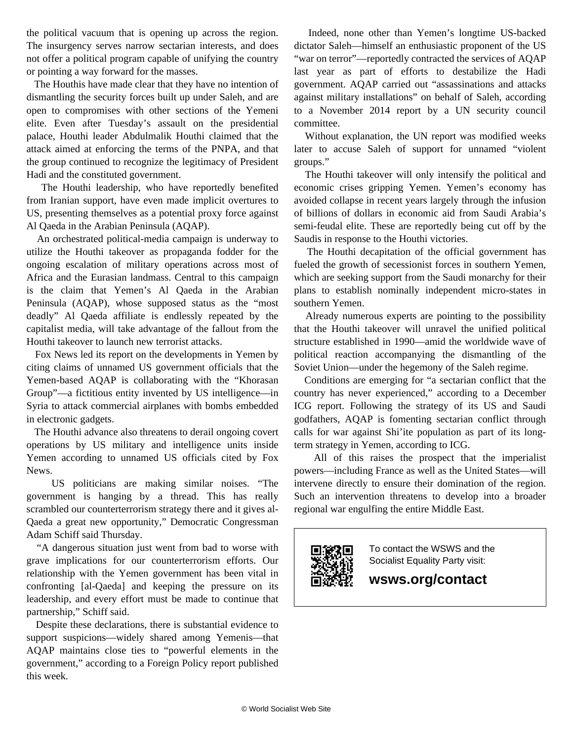the political vacuum that is opening up across the region. The insurgency serves narrow sectarian interests, and does not offer a political program capable of unifying the country or pointing a way forward for the masses.

The Houthis have made clear that they have no intention of dismantling the security forces built up under Saleh, and are open to compromises with other sections of the Yemeni elite. Even after Tuesday's assault on the presidential palace, Houthi leader Abdulmalik Houthi claimed that the attack aimed at enforcing the terms of the PNPA, and that the group continued to recognize the legitimacy of President Hadi and the constituted government.

The Houthi leadership, who have reportedly benefited from Iranian support, have even made implicit overtures to US, presenting themselves as a potential proxy force against Al Qaeda in the Arabian Peninsula (AQAP).

An orchestrated political-media campaign is underway to utilize the Houthi takeover as propaganda fodder for the ongoing escalation of military operations across most of Africa and the Eurasian landmass. Central to this campaign is the claim that Yemen's Al Qaeda in the Arabian Peninsula (AQAP), whose supposed status as the "most deadly" Al Qaeda affiliate is endlessly repeated by the capitalist media, will take advantage of the fallout from the Houthi takeover to launch new terrorist attacks.

Fox News led its report on the developments in Yemen by citing claims of unnamed US government officials that the Yemen-based AQAP is collaborating with the "Khorasan Group"—a fictitious entity invented by US intelligence—in Syria to attack commercial airplanes with bombs embedded in electronic gadgets.

The Houthi advance also threatens to derail ongoing covert operations by US military and intelligence units inside Yemen according to unnamed US officials cited by Fox News.

US politicians are making similar noises. "The government is hanging by a thread. This has really scrambled our counterterrorism strategy there and it gives al-Qaeda a great new opportunity," Democratic Congressman Adam Schiff said Thursday.

"A dangerous situation just went from bad to worse with grave implications for our counterterrorism efforts. Our relationship with the Yemen government has been vital in confronting [al-Qaeda] and keeping the pressure on its leadership, and every effort must be made to continue that partnership," Schiff said.

Despite these declarations, there is substantial evidence to support suspicions—widely shared among Yemenis—that AQAP maintains close ties to "powerful elements in the government," according to a Foreign Policy report published this week.

Indeed, none other than Yemen's longtime US-backed dictator Saleh—himself an enthusiastic proponent of the US "war on terror"—reportedly contracted the services of AQAP last year as part of efforts to destabilize the Hadi government. AQAP carried out "assassinations and attacks against military installations" on behalf of Saleh, according to a November 2014 report by a UN security council committee.

Without explanation, the UN report was modified weeks later to accuse Saleh of support for unnamed "violent groups."

The Houthi takeover will only intensify the political and economic crises gripping Yemen. Yemen's economy has avoided collapse in recent years largely through the infusion of billions of dollars in economic aid from Saudi Arabia's semi-feudal elite. These are reportedly being cut off by the Saudis in response to the Houthi victories.

The Houthi decapitation of the official government has fueled the growth of secessionist forces in southern Yemen, which are seeking support from the Saudi monarchy for their plans to establish nominally independent micro-states in southern Yemen.

Already numerous experts are pointing to the possibility that the Houthi takeover will unravel the unified political structure established in 1990—amid the worldwide wave of political reaction accompanying the dismantling of the Soviet Union—under the hegemony of the Saleh regime.

Conditions are emerging for "a sectarian conflict that the country has never experienced," according to a December ICG report. Following the strategy of its US and Saudi godfathers, AQAP is fomenting sectarian conflict through calls for war against Shi'ite population as part of its long-term strategy in Yemen, according to ICG.

All of this raises the prospect that the imperialist powers—including France as well as the United States—will intervene directly to ensure their domination of the region. Such an intervention threatens to develop into a broader regional war engulfing the entire Middle East.

To contact the WSWS and the Socialist Equality Party visit:

**wsws.org/contact**